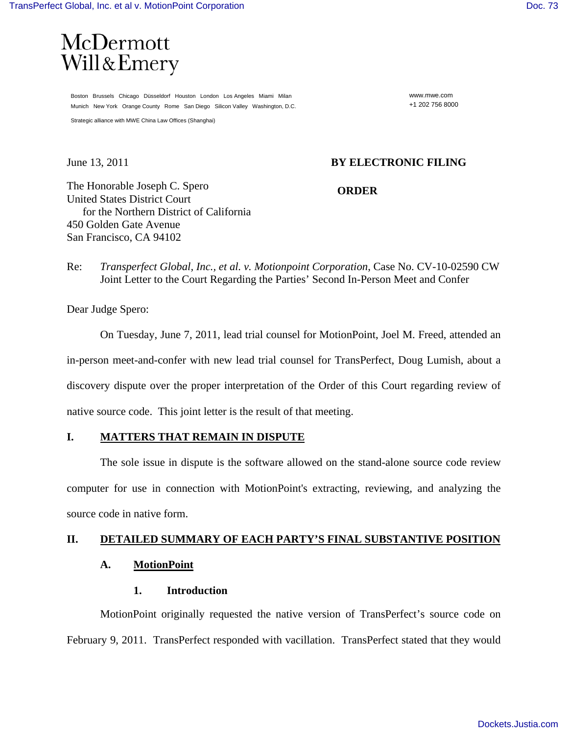McDermott
Will & Emery

Boston Brussels Chicago Düsseldorf Houston London Los Angeles Miami Milan
Munich New York Orange County Rome San Diego Silicon Valley Washington, D.C.

Strategic alliance with MWE China Law Offices (Shanghai)

www.mwe.com
+1 202 756 8000

June 13, 2011

**BY ELECTRONIC FILING**

**ORDER**

The Honorable Joseph C. Spero
United States District Court
for the Northern District of California
450 Golden Gate Avenue
San Francisco, CA 94102

Re: *Transperfect Global, Inc., et al. v. Motionpoint Corporation*, Case No. CV-10-02590 CW
Joint Letter to the Court Regarding the Parties' Second In-Person Meet and Confer

Dear Judge Spero:

On Tuesday, June 7, 2011, lead trial counsel for MotionPoint, Joel M. Freed, attended an in-person meet-and-confer with new lead trial counsel for TransPerfect, Doug Lumish, about a discovery dispute over the proper interpretation of the Order of this Court regarding review of native source code. This joint letter is the result of that meeting.

## I. MATTERS THAT REMAIN IN DISPUTE

The sole issue in dispute is the software allowed on the stand-alone source code review computer for use in connection with MotionPoint's extracting, reviewing, and analyzing the source code in native form.

## II. DETAILED SUMMARY OF EACH PARTY'S FINAL SUBSTANTIVE POSITION

### A. MotionPoint

#### 1. Introduction

MotionPoint originally requested the native version of TransPerfect's source code on February 9, 2011. TransPerfect responded with vacillation. TransPerfect stated that they would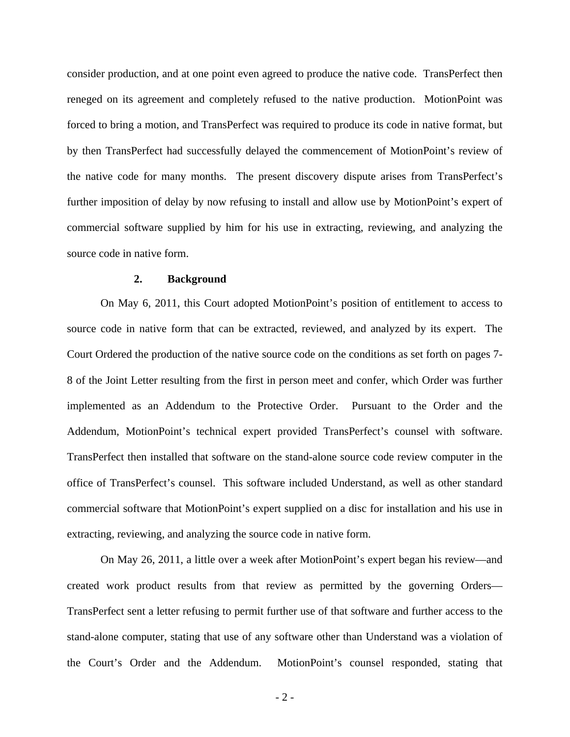consider production, and at one point even agreed to produce the native code. TransPerfect then reneged on its agreement and completely refused to the native production. MotionPoint was forced to bring a motion, and TransPerfect was required to produce its code in native format, but by then TransPerfect had successfully delayed the commencement of MotionPoint's review of the native code for many months. The present discovery dispute arises from TransPerfect's further imposition of delay by now refusing to install and allow use by MotionPoint's expert of commercial software supplied by him for his use in extracting, reviewing, and analyzing the source code in native form.

### 2. Background

On May 6, 2011, this Court adopted MotionPoint's position of entitlement to access to source code in native form that can be extracted, reviewed, and analyzed by its expert. The Court Ordered the production of the native source code on the conditions as set forth on pages 7-8 of the Joint Letter resulting from the first in person meet and confer, which Order was further implemented as an Addendum to the Protective Order. Pursuant to the Order and the Addendum, MotionPoint's technical expert provided TransPerfect's counsel with software. TransPerfect then installed that software on the stand-alone source code review computer in the office of TransPerfect's counsel. This software included Understand, as well as other standard commercial software that MotionPoint's expert supplied on a disc for installation and his use in extracting, reviewing, and analyzing the source code in native form.

On May 26, 2011, a little over a week after MotionPoint's expert began his review—and created work product results from that review as permitted by the governing Orders—TransPerfect sent a letter refusing to permit further use of that software and further access to the stand-alone computer, stating that use of any software other than Understand was a violation of the Court's Order and the Addendum. MotionPoint's counsel responded, stating that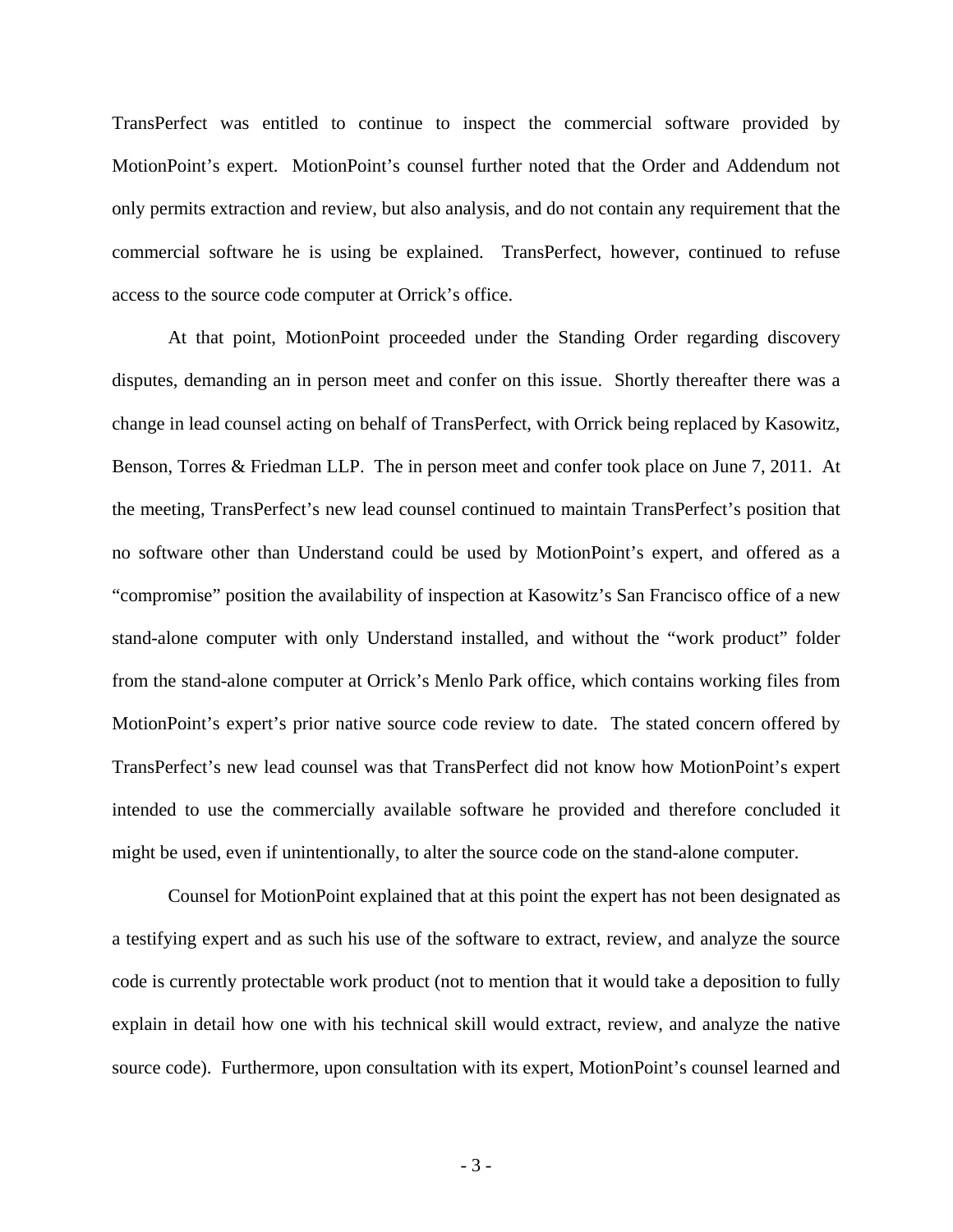TransPerfect was entitled to continue to inspect the commercial software provided by MotionPoint's expert. MotionPoint's counsel further noted that the Order and Addendum not only permits extraction and review, but also analysis, and do not contain any requirement that the commercial software he is using be explained. TransPerfect, however, continued to refuse access to the source code computer at Orrick's office.

At that point, MotionPoint proceeded under the Standing Order regarding discovery disputes, demanding an in person meet and confer on this issue. Shortly thereafter there was a change in lead counsel acting on behalf of TransPerfect, with Orrick being replaced by Kasowitz, Benson, Torres & Friedman LLP. The in person meet and confer took place on June 7, 2011. At the meeting, TransPerfect's new lead counsel continued to maintain TransPerfect's position that no software other than Understand could be used by MotionPoint's expert, and offered as a "compromise" position the availability of inspection at Kasowitz's San Francisco office of a new stand-alone computer with only Understand installed, and without the "work product" folder from the stand-alone computer at Orrick's Menlo Park office, which contains working files from MotionPoint's expert's prior native source code review to date. The stated concern offered by TransPerfect's new lead counsel was that TransPerfect did not know how MotionPoint's expert intended to use the commercially available software he provided and therefore concluded it might be used, even if unintentionally, to alter the source code on the stand-alone computer.

Counsel for MotionPoint explained that at this point the expert has not been designated as a testifying expert and as such his use of the software to extract, review, and analyze the source code is currently protectable work product (not to mention that it would take a deposition to fully explain in detail how one with his technical skill would extract, review, and analyze the native source code). Furthermore, upon consultation with its expert, MotionPoint's counsel learned and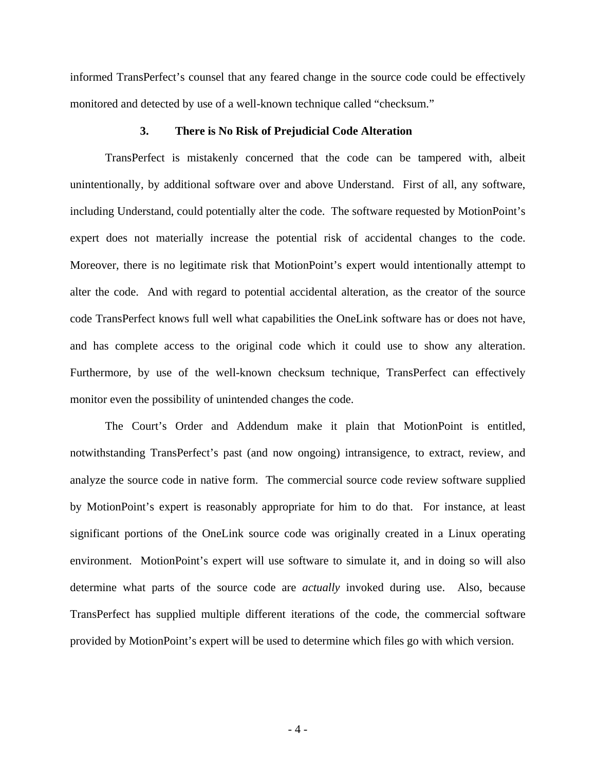informed TransPerfect's counsel that any feared change in the source code could be effectively monitored and detected by use of a well-known technique called "checksum."

### 3. There is No Risk of Prejudicial Code Alteration

TransPerfect is mistakenly concerned that the code can be tampered with, albeit unintentionally, by additional software over and above Understand. First of all, any software, including Understand, could potentially alter the code. The software requested by MotionPoint's expert does not materially increase the potential risk of accidental changes to the code. Moreover, there is no legitimate risk that MotionPoint's expert would intentionally attempt to alter the code. And with regard to potential accidental alteration, as the creator of the source code TransPerfect knows full well what capabilities the OneLink software has or does not have, and has complete access to the original code which it could use to show any alteration. Furthermore, by use of the well-known checksum technique, TransPerfect can effectively monitor even the possibility of unintended changes the code.

The Court's Order and Addendum make it plain that MotionPoint is entitled, notwithstanding TransPerfect's past (and now ongoing) intransigence, to extract, review, and analyze the source code in native form. The commercial source code review software supplied by MotionPoint's expert is reasonably appropriate for him to do that. For instance, at least significant portions of the OneLink source code was originally created in a Linux operating environment. MotionPoint's expert will use software to simulate it, and in doing so will also determine what parts of the source code are *actually* invoked during use. Also, because TransPerfect has supplied multiple different iterations of the code, the commercial software provided by MotionPoint's expert will be used to determine which files go with which version.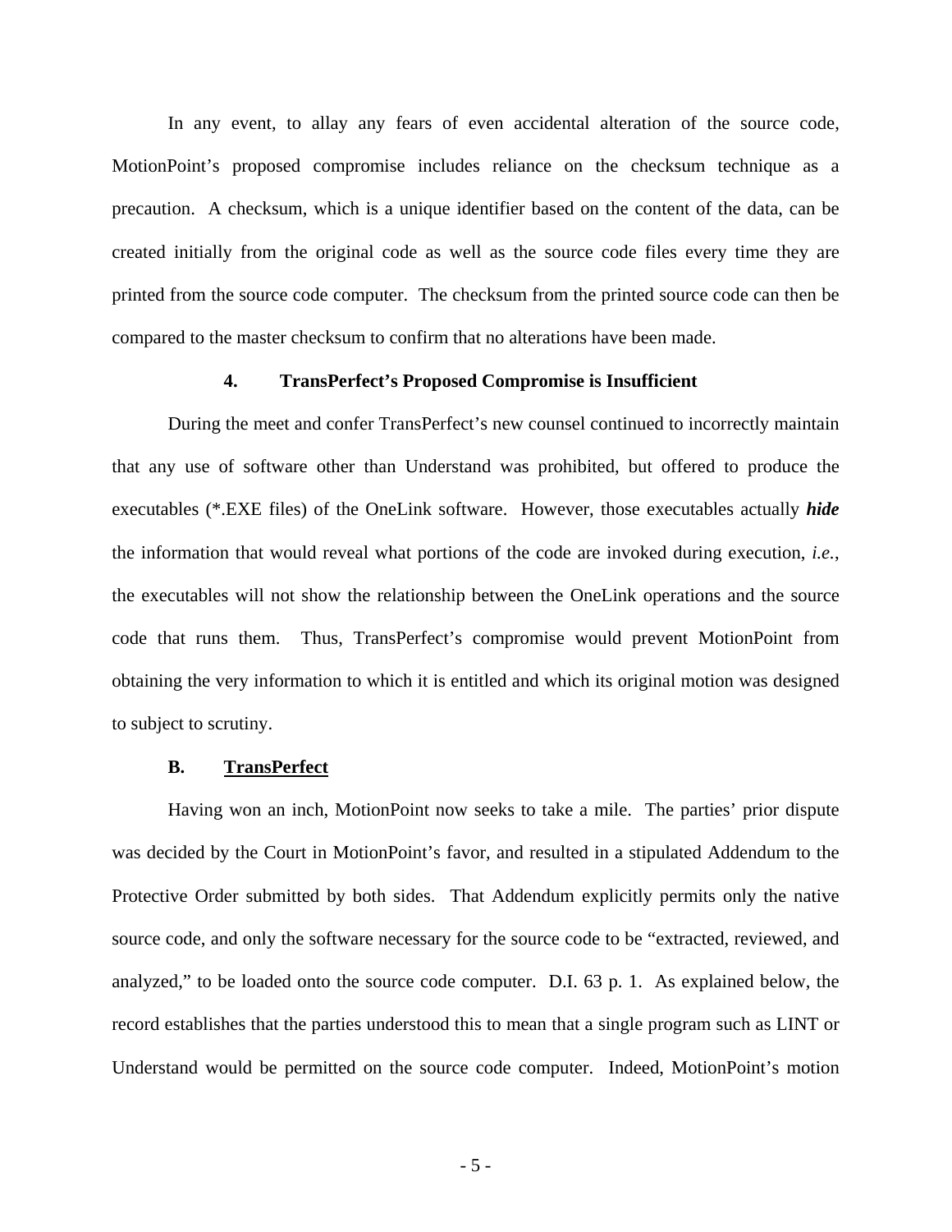In any event, to allay any fears of even accidental alteration of the source code, MotionPoint's proposed compromise includes reliance on the checksum technique as a precaution. A checksum, which is a unique identifier based on the content of the data, can be created initially from the original code as well as the source code files every time they are printed from the source code computer. The checksum from the printed source code can then be compared to the master checksum to confirm that no alterations have been made.

#### 4. TransPerfect's Proposed Compromise is Insufficient

During the meet and confer TransPerfect's new counsel continued to incorrectly maintain that any use of software other than Understand was prohibited, but offered to produce the executables (*.EXE files) of the OneLink software. However, those executables actually ***hide*** the information that would reveal what portions of the code are invoked during execution, *i.e.*, the executables will not show the relationship between the OneLink operations and the source code that runs them. Thus, TransPerfect's compromise would prevent MotionPoint from obtaining the very information to which it is entitled and which its original motion was designed to subject to scrutiny.

### B. <u>TransPerfect</u>

Having won an inch, MotionPoint now seeks to take a mile. The parties' prior dispute was decided by the Court in MotionPoint's favor, and resulted in a stipulated Addendum to the Protective Order submitted by both sides. That Addendum explicitly permits only the native source code, and only the software necessary for the source code to be "extracted, reviewed, and analyzed," to be loaded onto the source code computer. D.I. 63 p. 1. As explained below, the record establishes that the parties understood this to mean that a single program such as LINT or Understand would be permitted on the source code computer. Indeed, MotionPoint's motion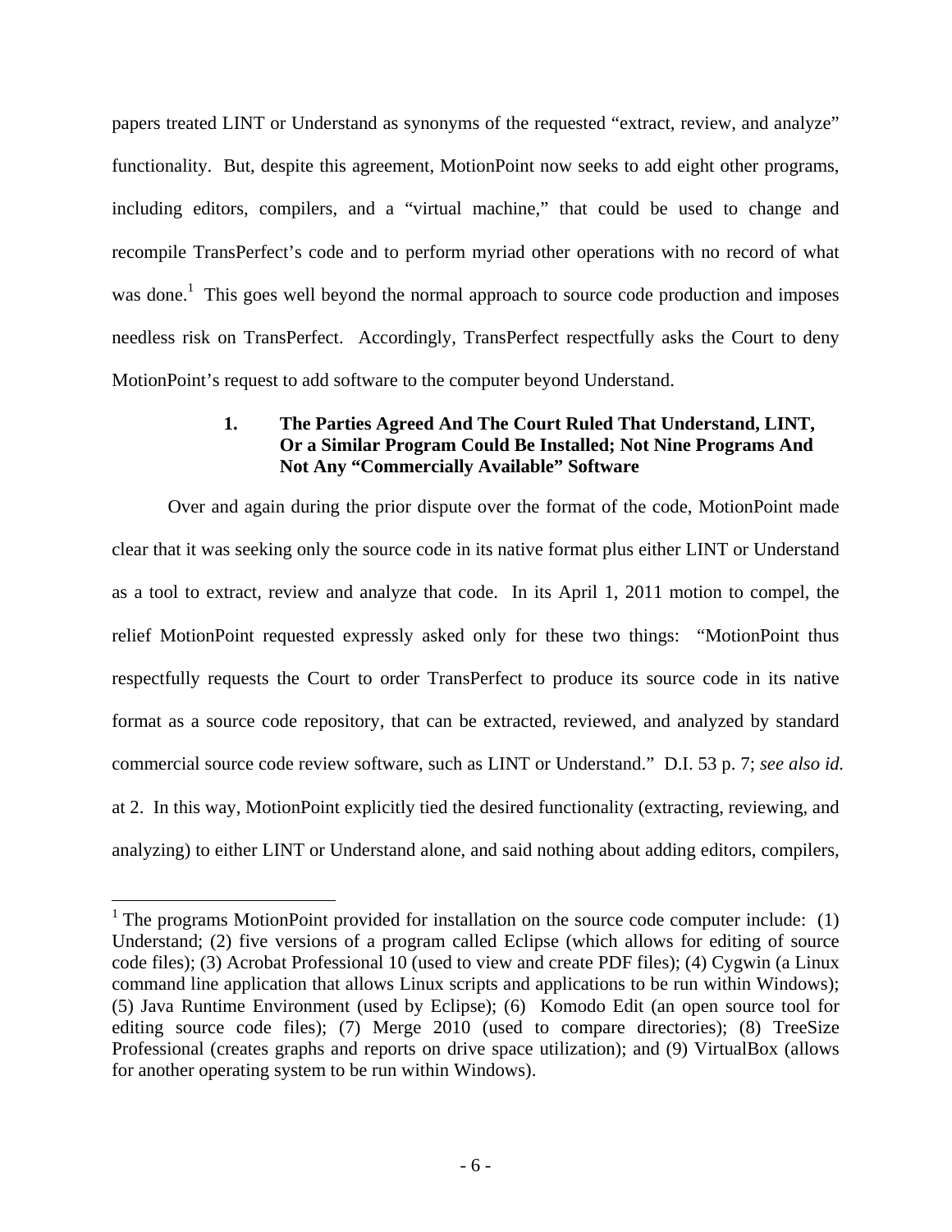papers treated LINT or Understand as synonyms of the requested "extract, review, and analyze" functionality. But, despite this agreement, MotionPoint now seeks to add eight other programs, including editors, compilers, and a "virtual machine," that could be used to change and recompile TransPerfect's code and to perform myriad other operations with no record of what was done.[1] This goes well beyond the normal approach to source code production and imposes needless risk on TransPerfect. Accordingly, TransPerfect respectfully asks the Court to deny MotionPoint's request to add software to the computer beyond Understand.

### 1. The Parties Agreed And The Court Ruled That Understand, LINT, Or a Similar Program Could Be Installed; Not Nine Programs And Not Any "Commercially Available" Software

Over and again during the prior dispute over the format of the code, MotionPoint made clear that it was seeking only the source code in its native format plus either LINT or Understand as a tool to extract, review and analyze that code. In its April 1, 2011 motion to compel, the relief MotionPoint requested expressly asked only for these two things: "MotionPoint thus respectfully requests the Court to order TransPerfect to produce its source code in its native format as a source code repository, that can be extracted, reviewed, and analyzed by standard commercial source code review software, such as LINT or Understand." D.I. 53 p. 7; *see also id.* at 2. In this way, MotionPoint explicitly tied the desired functionality (extracting, reviewing, and analyzing) to either LINT or Understand alone, and said nothing about adding editors, compilers,

---

[1] The programs MotionPoint provided for installation on the source code computer include: (1) Understand; (2) five versions of a program called Eclipse (which allows for editing of source code files); (3) Acrobat Professional 10 (used to view and create PDF files); (4) Cygwin (a Linux command line application that allows Linux scripts and applications to be run within Windows); (5) Java Runtime Environment (used by Eclipse); (6) Komodo Edit (an open source tool for editing source code files); (7) Merge 2010 (used to compare directories); (8) TreeSize Professional (creates graphs and reports on drive space utilization); and (9) VirtualBox (allows for another operating system to be run within Windows).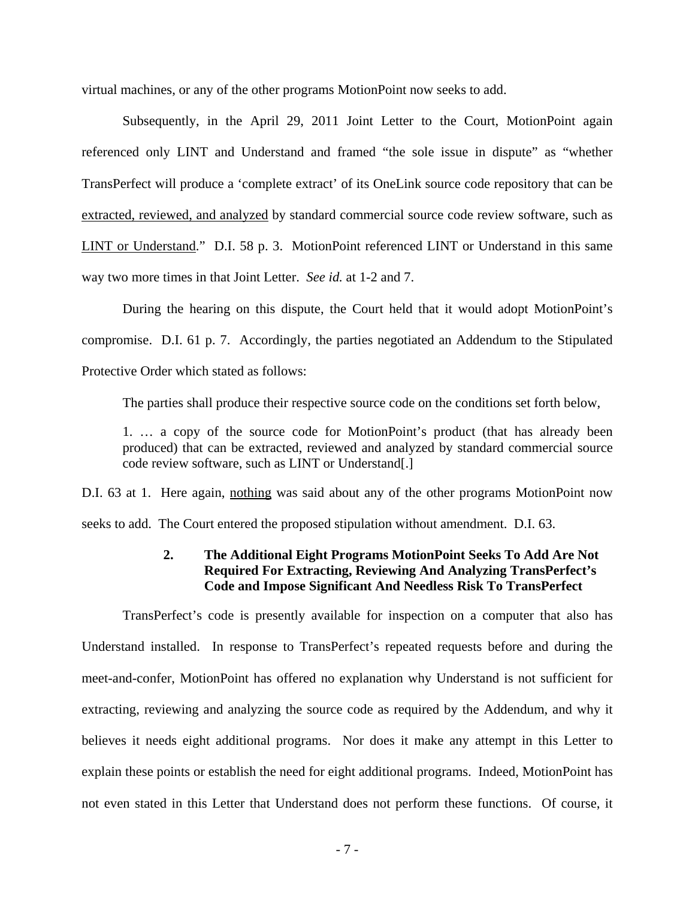virtual machines, or any of the other programs MotionPoint now seeks to add.

Subsequently, in the April 29, 2011 Joint Letter to the Court, MotionPoint again referenced only LINT and Understand and framed "the sole issue in dispute" as "whether TransPerfect will produce a 'complete extract' of its OneLink source code repository that can be extracted, reviewed, and analyzed by standard commercial source code review software, such as LINT or Understand." D.I. 58 p. 3. MotionPoint referenced LINT or Understand in this same way two more times in that Joint Letter. *See id.* at 1-2 and 7.

During the hearing on this dispute, the Court held that it would adopt MotionPoint's compromise. D.I. 61 p. 7. Accordingly, the parties negotiated an Addendum to the Stipulated Protective Order which stated as follows:

> The parties shall produce their respective source code on the conditions set forth below,
>
> 1. … a copy of the source code for MotionPoint's product (that has already been produced) that can be extracted, reviewed and analyzed by standard commercial source code review software, such as LINT or Understand[.]

D.I. 63 at 1. Here again, nothing was said about any of the other programs MotionPoint now seeks to add. The Court entered the proposed stipulation without amendment. D.I. 63.

### 2. The Additional Eight Programs MotionPoint Seeks To Add Are Not Required For Extracting, Reviewing And Analyzing TransPerfect's Code and Impose Significant And Needless Risk To TransPerfect

TransPerfect's code is presently available for inspection on a computer that also has Understand installed. In response to TransPerfect's repeated requests before and during the meet-and-confer, MotionPoint has offered no explanation why Understand is not sufficient for extracting, reviewing and analyzing the source code as required by the Addendum, and why it believes it needs eight additional programs. Nor does it make any attempt in this Letter to explain these points or establish the need for eight additional programs. Indeed, MotionPoint has not even stated in this Letter that Understand does not perform these functions. Of course, it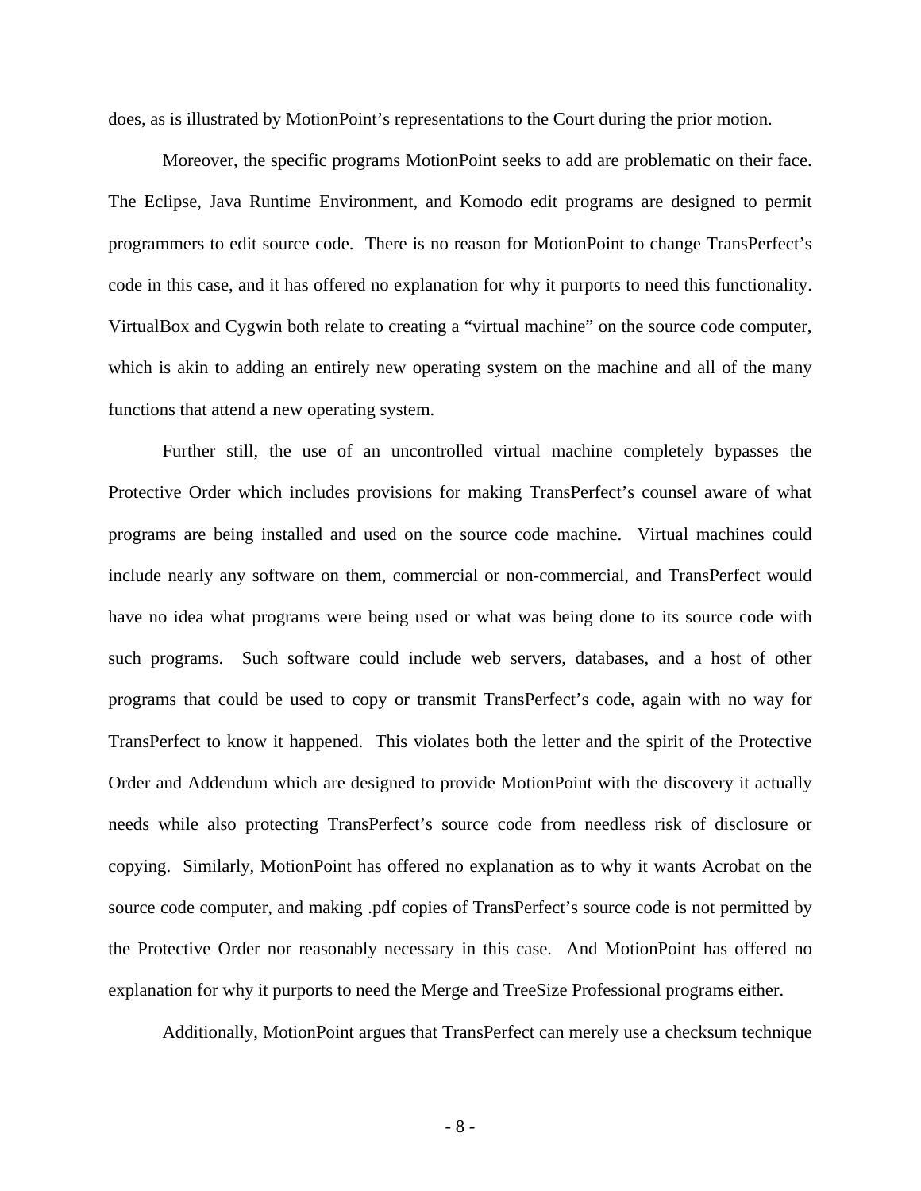does, as is illustrated by MotionPoint's representations to the Court during the prior motion.

Moreover, the specific programs MotionPoint seeks to add are problematic on their face. The Eclipse, Java Runtime Environment, and Komodo edit programs are designed to permit programmers to edit source code. There is no reason for MotionPoint to change TransPerfect's code in this case, and it has offered no explanation for why it purports to need this functionality. VirtualBox and Cygwin both relate to creating a "virtual machine" on the source code computer, which is akin to adding an entirely new operating system on the machine and all of the many functions that attend a new operating system.

Further still, the use of an uncontrolled virtual machine completely bypasses the Protective Order which includes provisions for making TransPerfect's counsel aware of what programs are being installed and used on the source code machine. Virtual machines could include nearly any software on them, commercial or non-commercial, and TransPerfect would have no idea what programs were being used or what was being done to its source code with such programs. Such software could include web servers, databases, and a host of other programs that could be used to copy or transmit TransPerfect's code, again with no way for TransPerfect to know it happened. This violates both the letter and the spirit of the Protective Order and Addendum which are designed to provide MotionPoint with the discovery it actually needs while also protecting TransPerfect's source code from needless risk of disclosure or copying. Similarly, MotionPoint has offered no explanation as to why it wants Acrobat on the source code computer, and making .pdf copies of TransPerfect's source code is not permitted by the Protective Order nor reasonably necessary in this case. And MotionPoint has offered no explanation for why it purports to need the Merge and TreeSize Professional programs either.

Additionally, MotionPoint argues that TransPerfect can merely use a checksum technique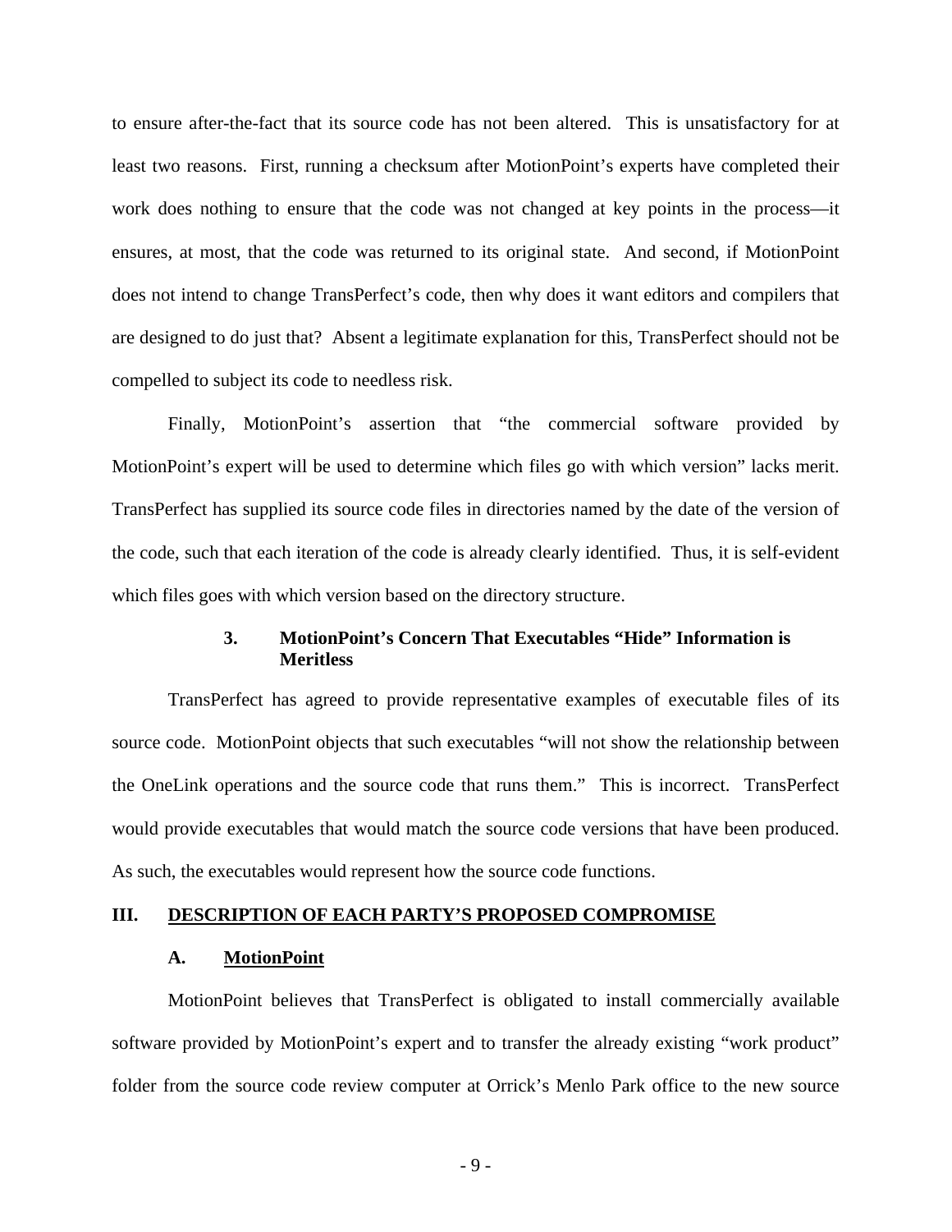to ensure after-the-fact that its source code has not been altered. This is unsatisfactory for at least two reasons. First, running a checksum after MotionPoint's experts have completed their work does nothing to ensure that the code was not changed at key points in the process—it ensures, at most, that the code was returned to its original state. And second, if MotionPoint does not intend to change TransPerfect's code, then why does it want editors and compilers that are designed to do just that? Absent a legitimate explanation for this, TransPerfect should not be compelled to subject its code to needless risk.

Finally, MotionPoint's assertion that "the commercial software provided by MotionPoint's expert will be used to determine which files go with which version" lacks merit. TransPerfect has supplied its source code files in directories named by the date of the version of the code, such that each iteration of the code is already clearly identified. Thus, it is self-evident which files goes with which version based on the directory structure.

### 3. MotionPoint's Concern That Executables "Hide" Information is Meritless

TransPerfect has agreed to provide representative examples of executable files of its source code. MotionPoint objects that such executables "will not show the relationship between the OneLink operations and the source code that runs them." This is incorrect. TransPerfect would provide executables that would match the source code versions that have been produced. As such, the executables would represent how the source code functions.

## III. DESCRIPTION OF EACH PARTY'S PROPOSED COMPROMISE

### A. MotionPoint

MotionPoint believes that TransPerfect is obligated to install commercially available software provided by MotionPoint's expert and to transfer the already existing "work product" folder from the source code review computer at Orrick's Menlo Park office to the new source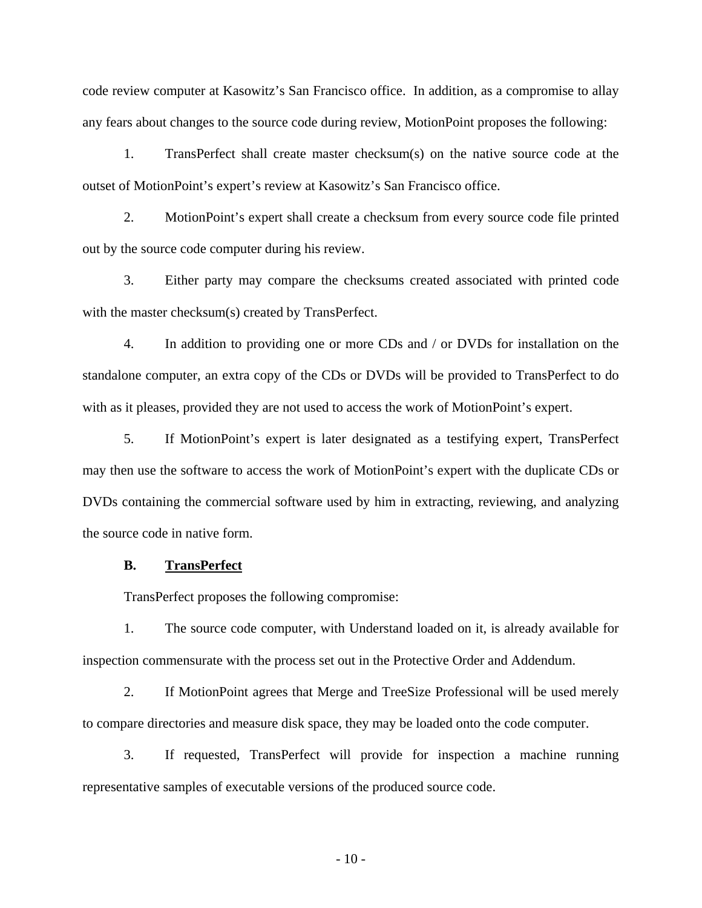code review computer at Kasowitz's San Francisco office. In addition, as a compromise to allay any fears about changes to the source code during review, MotionPoint proposes the following:

1. TransPerfect shall create master checksum(s) on the native source code at the outset of MotionPoint's expert's review at Kasowitz's San Francisco office.

2. MotionPoint's expert shall create a checksum from every source code file printed out by the source code computer during his review.

3. Either party may compare the checksums created associated with printed code with the master checksum(s) created by TransPerfect.

4. In addition to providing one or more CDs and / or DVDs for installation on the standalone computer, an extra copy of the CDs or DVDs will be provided to TransPerfect to do with as it pleases, provided they are not used to access the work of MotionPoint's expert.

5. If MotionPoint's expert is later designated as a testifying expert, TransPerfect may then use the software to access the work of MotionPoint's expert with the duplicate CDs or DVDs containing the commercial software used by him in extracting, reviewing, and analyzing the source code in native form.

### B. <u>TransPerfect</u>

TransPerfect proposes the following compromise:

1. The source code computer, with Understand loaded on it, is already available for inspection commensurate with the process set out in the Protective Order and Addendum.

2. If MotionPoint agrees that Merge and TreeSize Professional will be used merely to compare directories and measure disk space, they may be loaded onto the code computer.

3. If requested, TransPerfect will provide for inspection a machine running representative samples of executable versions of the produced source code.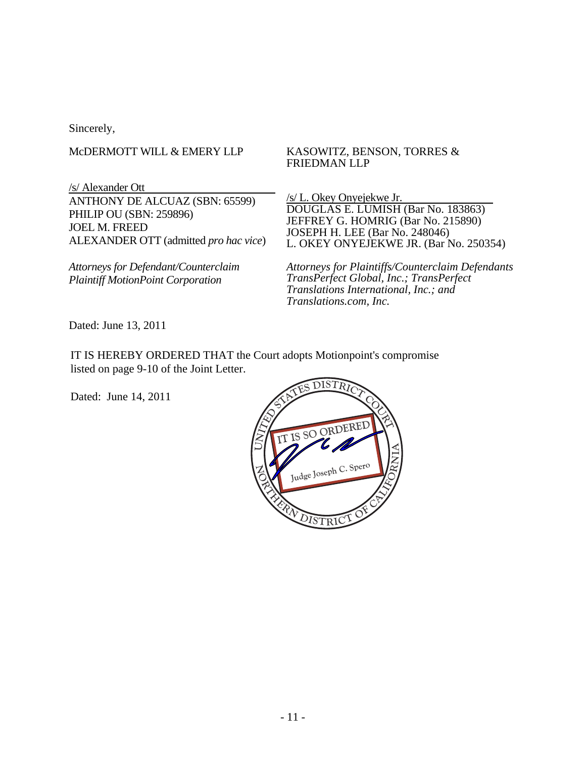Sincerely,

McDERMOTT WILL & EMERY LLP

/s/ Alexander Ott
ANTHONY DE ALCUAZ (SBN: 65599)
PHILIP OU (SBN: 259896)
JOEL M. FREED
ALEXANDER OTT (admitted *pro hac vice*)

*Attorneys for Defendant/Counterclaim Plaintiff MotionPoint Corporation*

KASOWITZ, BENSON, TORRES & FRIEDMAN LLP

/s/ L. Okey Onyejekwe Jr.
DOUGLAS E. LUMISH (Bar No. 183863)
JEFFREY G. HOMRIG (Bar No. 215890)
JOSEPH H. LEE (Bar No. 248046)
L. OKEY ONYEJEKWE JR. (Bar No. 250354)

*Attorneys for Plaintiffs/Counterclaim Defendants TransPerfect Global, Inc.; TransPerfect Translations International, Inc.; and Translations.com, Inc.*

Dated: June 13, 2011

IT IS HEREBY ORDERED THAT the Court adopts Motionpoint's compromise listed on page 9-10 of the Joint Letter.

Dated: June 14, 2011

UNITED STATES DISTRICT COURT
NORTHERN DISTRICT OF CALIFORNIA
IT IS SO ORDERED
Judge Joseph C. Spero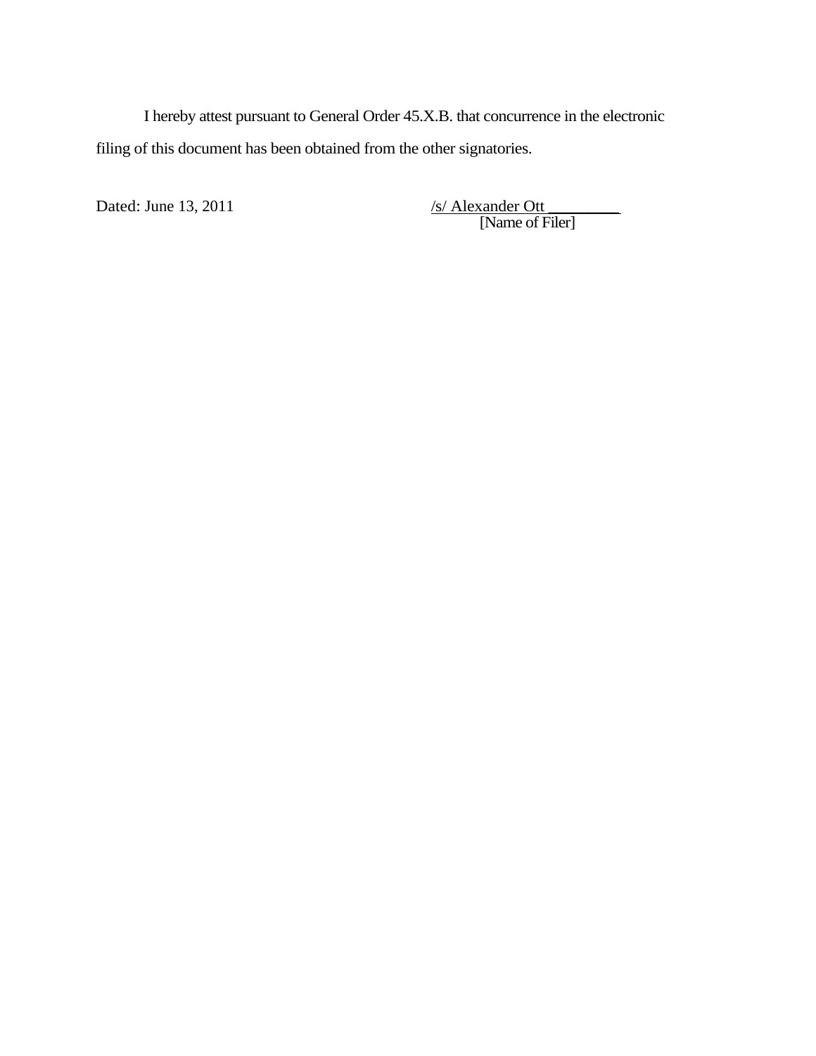I hereby attest pursuant to General Order 45.X.B. that concurrence in the electronic filing of this document has been obtained from the other signatories.

Dated: June 13, 2011

/s/ Alexander Ott _________
[Name of Filer]